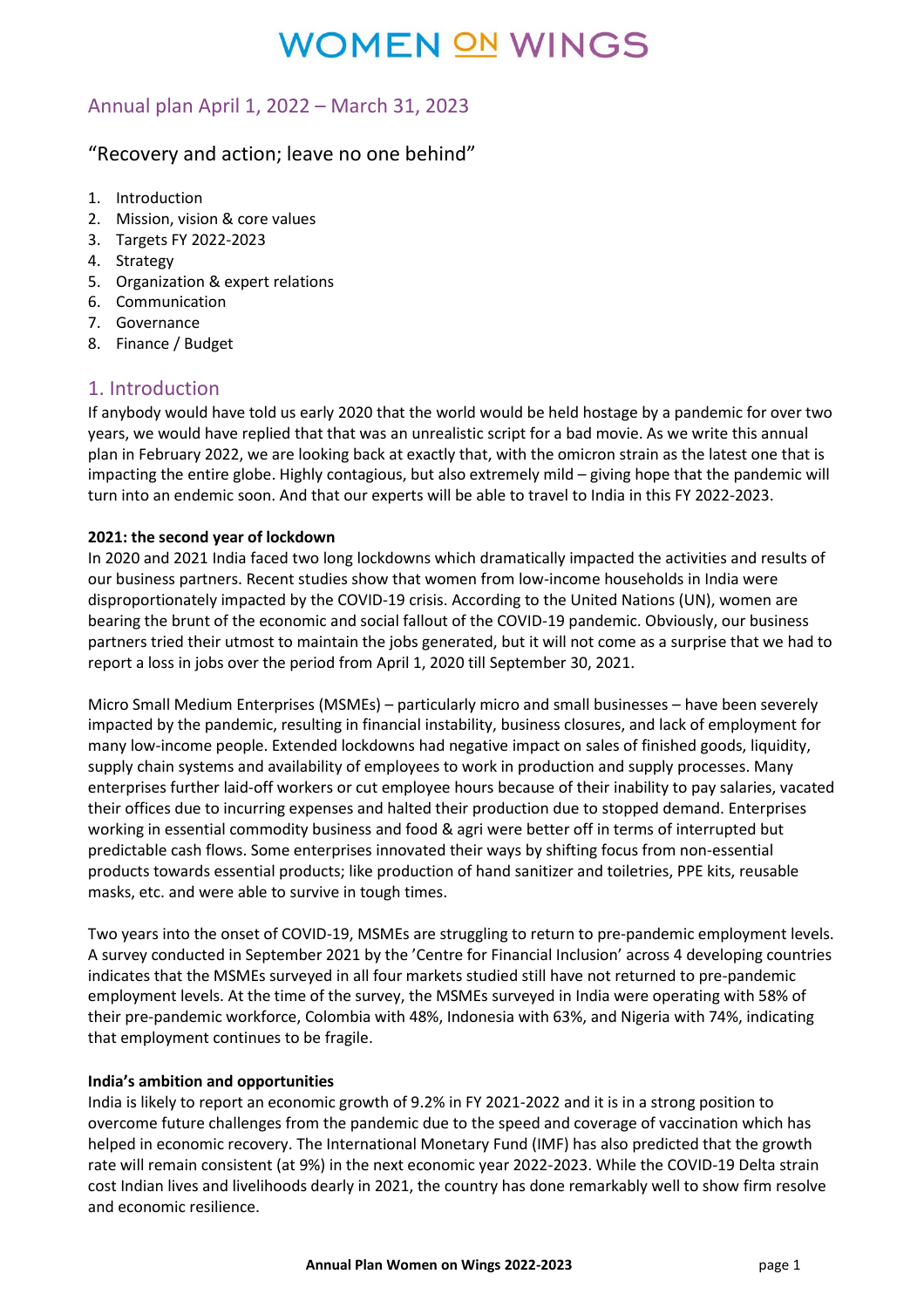# WOMEN ON WINGS

## Annual plan April 1, 2022 – March 31, 2023

### "Recovery and action; leave no one behind"

1. Introduction
2. Mission, vision & core values
3. Targets FY 2022-2023
4. Strategy
5. Organization & expert relations
6. Communication
7. Governance
8. Finance / Budget

## 1. Introduction

If anybody would have told us early 2020 that the world would be held hostage by a pandemic for over two years, we would have replied that that was an unrealistic script for a bad movie. As we write this annual plan in February 2022, we are looking back at exactly that, with the omicron strain as the latest one that is impacting the entire globe. Highly contagious, but also extremely mild – giving hope that the pandemic will turn into an endemic soon. And that our experts will be able to travel to India in this FY 2022-2023.

**2021: the second year of lockdown**

In 2020 and 2021 India faced two long lockdowns which dramatically impacted the activities and results of our business partners. Recent studies show that women from low-income households in India were disproportionately impacted by the COVID-19 crisis. According to the United Nations (UN), women are bearing the brunt of the economic and social fallout of the COVID-19 pandemic. Obviously, our business partners tried their utmost to maintain the jobs generated, but it will not come as a surprise that we had to report a loss in jobs over the period from April 1, 2020 till September 30, 2021.

Micro Small Medium Enterprises (MSMEs) – particularly micro and small businesses – have been severely impacted by the pandemic, resulting in financial instability, business closures, and lack of employment for many low-income people. Extended lockdowns had negative impact on sales of finished goods, liquidity, supply chain systems and availability of employees to work in production and supply processes. Many enterprises further laid-off workers or cut employee hours because of their inability to pay salaries, vacated their offices due to incurring expenses and halted their production due to stopped demand. Enterprises working in essential commodity business and food & agri were better off in terms of interrupted but predictable cash flows. Some enterprises innovated their ways by shifting focus from non-essential products towards essential products; like production of hand sanitizer and toiletries, PPE kits, reusable masks, etc. and were able to survive in tough times.

Two years into the onset of COVID-19, MSMEs are struggling to return to pre-pandemic employment levels. A survey conducted in September 2021 by the 'Centre for Financial Inclusion' across 4 developing countries indicates that the MSMEs surveyed in all four markets studied still have not returned to pre-pandemic employment levels. At the time of the survey, the MSMEs surveyed in India were operating with 58% of their pre-pandemic workforce, Colombia with 48%, Indonesia with 63%, and Nigeria with 74%, indicating that employment continues to be fragile.

**India's ambition and opportunities**

India is likely to report an economic growth of 9.2% in FY 2021-2022 and it is in a strong position to overcome future challenges from the pandemic due to the speed and coverage of vaccination which has helped in economic recovery. The International Monetary Fund (IMF) has also predicted that the growth rate will remain consistent (at 9%) in the next economic year 2022-2023. While the COVID-19 Delta strain cost Indian lives and livelihoods dearly in 2021, the country has done remarkably well to show firm resolve and economic resilience.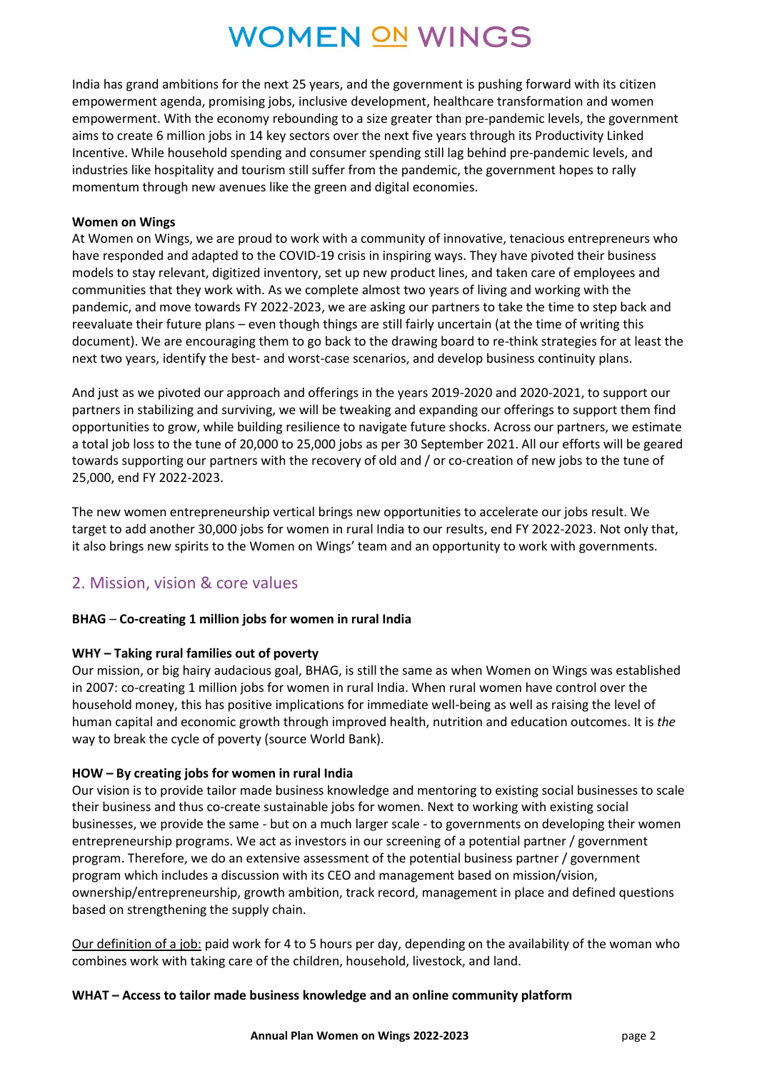India has grand ambitions for the next 25 years, and the government is pushing forward with its citizen empowerment agenda, promising jobs, inclusive development, healthcare transformation and women empowerment. With the economy rebounding to a size greater than pre-pandemic levels, the government aims to create 6 million jobs in 14 key sectors over the next five years through its Productivity Linked Incentive. While household spending and consumer spending still lag behind pre-pandemic levels, and industries like hospitality and tourism still suffer from the pandemic, the government hopes to rally momentum through new avenues like the green and digital economies.

**Women on Wings**

At Women on Wings, we are proud to work with a community of innovative, tenacious entrepreneurs who have responded and adapted to the COVID-19 crisis in inspiring ways. They have pivoted their business models to stay relevant, digitized inventory, set up new product lines, and taken care of employees and communities that they work with. As we complete almost two years of living and working with the pandemic, and move towards FY 2022-2023, we are asking our partners to take the time to step back and reevaluate their future plans – even though things are still fairly uncertain (at the time of writing this document). We are encouraging them to go back to the drawing board to re-think strategies for at least the next two years, identify the best- and worst-case scenarios, and develop business continuity plans.

And just as we pivoted our approach and offerings in the years 2019-2020 and 2020-2021, to support our partners in stabilizing and surviving, we will be tweaking and expanding our offerings to support them find opportunities to grow, while building resilience to navigate future shocks. Across our partners, we estimate a total job loss to the tune of 20,000 to 25,000 jobs as per 30 September 2021. All our efforts will be geared towards supporting our partners with the recovery of old and / or co-creation of new jobs to the tune of 25,000, end FY 2022-2023.

The new women entrepreneurship vertical brings new opportunities to accelerate our jobs result. We target to add another 30,000 jobs for women in rural India to our results, end FY 2022-2023. Not only that, it also brings new spirits to the Women on Wings' team and an opportunity to work with governments.

## 2. Mission, vision & core values

**BHAG – Co-creating 1 million jobs for women in rural India**

**WHY – Taking rural families out of poverty**

Our mission, or big hairy audacious goal, BHAG, is still the same as when Women on Wings was established in 2007: co-creating 1 million jobs for women in rural India. When rural women have control over the household money, this has positive implications for immediate well-being as well as raising the level of human capital and economic growth through improved health, nutrition and education outcomes. It is *the* way to break the cycle of poverty (source World Bank).

**HOW – By creating jobs for women in rural India**

Our vision is to provide tailor made business knowledge and mentoring to existing social businesses to scale their business and thus co-create sustainable jobs for women. Next to working with existing social businesses, we provide the same - but on a much larger scale - to governments on developing their women entrepreneurship programs. We act as investors in our screening of a potential partner / government program. Therefore, we do an extensive assessment of the potential business partner / government program which includes a discussion with its CEO and management based on mission/vision, ownership/entrepreneurship, growth ambition, track record, management in place and defined questions based on strengthening the supply chain.

Our definition of a job: paid work for 4 to 5 hours per day, depending on the availability of the woman who combines work with taking care of the children, household, livestock, and land.

**WHAT – Access to tailor made business knowledge and an online community platform**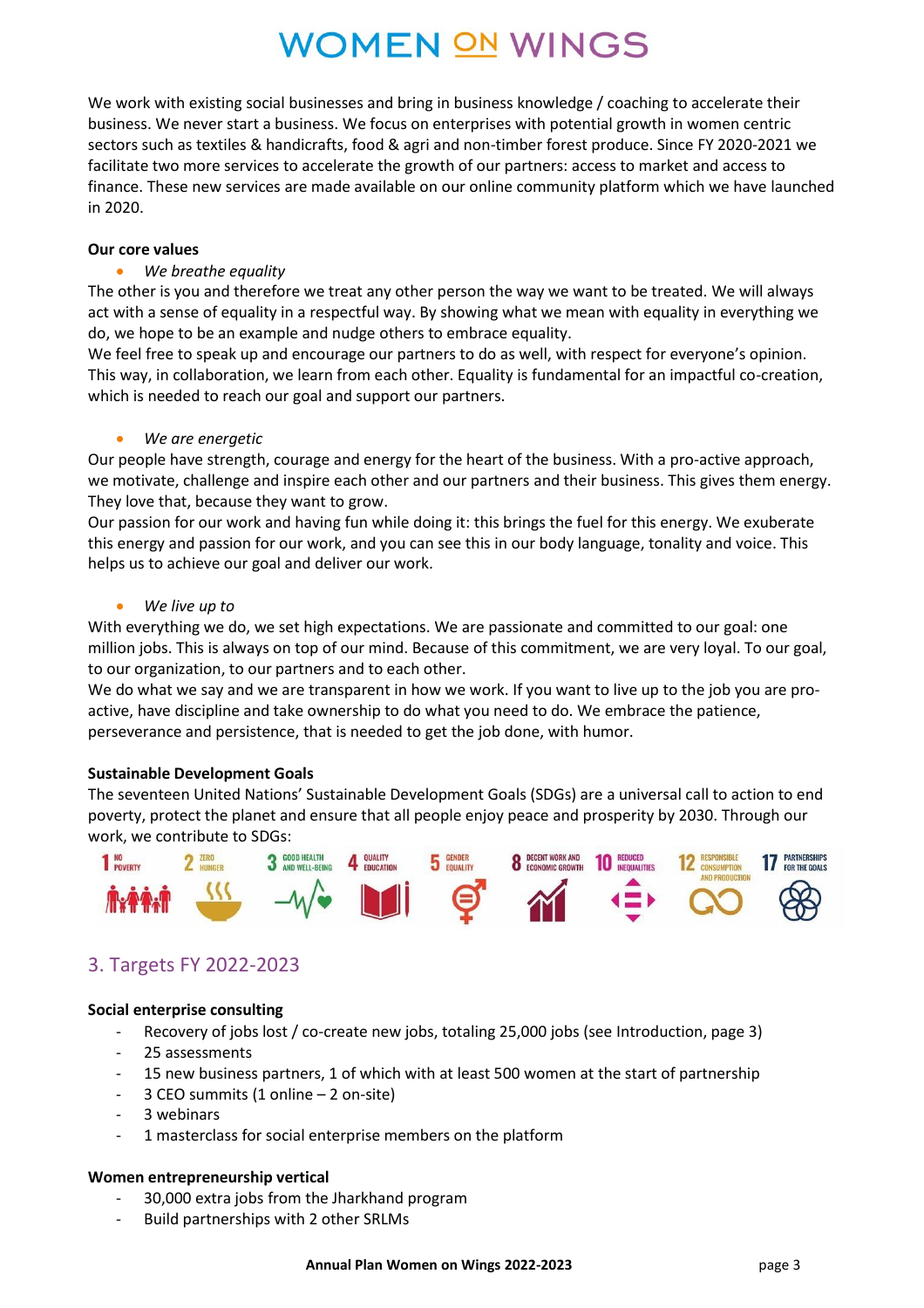We work with existing social businesses and bring in business knowledge / coaching to accelerate their business. We never start a business. We focus on enterprises with potential growth in women centric sectors such as textiles & handicrafts, food & agri and non-timber forest produce. Since FY 2020-2021 we facilitate two more services to accelerate the growth of our partners: access to market and access to finance. These new services are made available on our online community platform which we have launched in 2020.

**Our core values**

- *We breathe equality*

The other is you and therefore we treat any other person the way we want to be treated. We will always act with a sense of equality in a respectful way. By showing what we mean with equality in everything we do, we hope to be an example and nudge others to embrace equality.
We feel free to speak up and encourage our partners to do as well, with respect for everyone's opinion. This way, in collaboration, we learn from each other. Equality is fundamental for an impactful co-creation, which is needed to reach our goal and support our partners.

- *We are energetic*

Our people have strength, courage and energy for the heart of the business. With a pro-active approach, we motivate, challenge and inspire each other and our partners and their business. This gives them energy. They love that, because they want to grow.
Our passion for our work and having fun while doing it: this brings the fuel for this energy. We exuberate this energy and passion for our work, and you can see this in our body language, tonality and voice. This helps us to achieve our goal and deliver our work.

- *We live up to*

With everything we do, we set high expectations. We are passionate and committed to our goal: one million jobs. This is always on top of our mind. Because of this commitment, we are very loyal. To our goal, to our organization, to our partners and to each other.
We do what we say and we are transparent in how we work. If you want to live up to the job you are pro-active, have discipline and take ownership to do what you need to do. We embrace the patience, perseverance and persistence, that is needed to get the job done, with humor.

**Sustainable Development Goals**

The seventeen United Nations' Sustainable Development Goals (SDGs) are a universal call to action to end poverty, protect the planet and ensure that all people enjoy peace and prosperity by 2030. Through our work, we contribute to SDGs:

1 No Poverty, 2 Zero Hunger, 3 Good Health and Well-Being, 4 Quality Education, 5 Gender Equality, 8 Decent Work and Economic Growth, 10 Reduced Inequalities, 12 Responsible Consumption and Production, 17 Partnerships for the Goals

## 3. Targets FY 2022-2023

**Social enterprise consulting**

- Recovery of jobs lost / co-create new jobs, totaling 25,000 jobs (see Introduction, page 3)
- 25 assessments
- 15 new business partners, 1 of which with at least 500 women at the start of partnership
- 3 CEO summits (1 online – 2 on-site)
- 3 webinars
- 1 masterclass for social enterprise members on the platform

**Women entrepreneurship vertical**

- 30,000 extra jobs from the Jharkhand program
- Build partnerships with 2 other SRLMs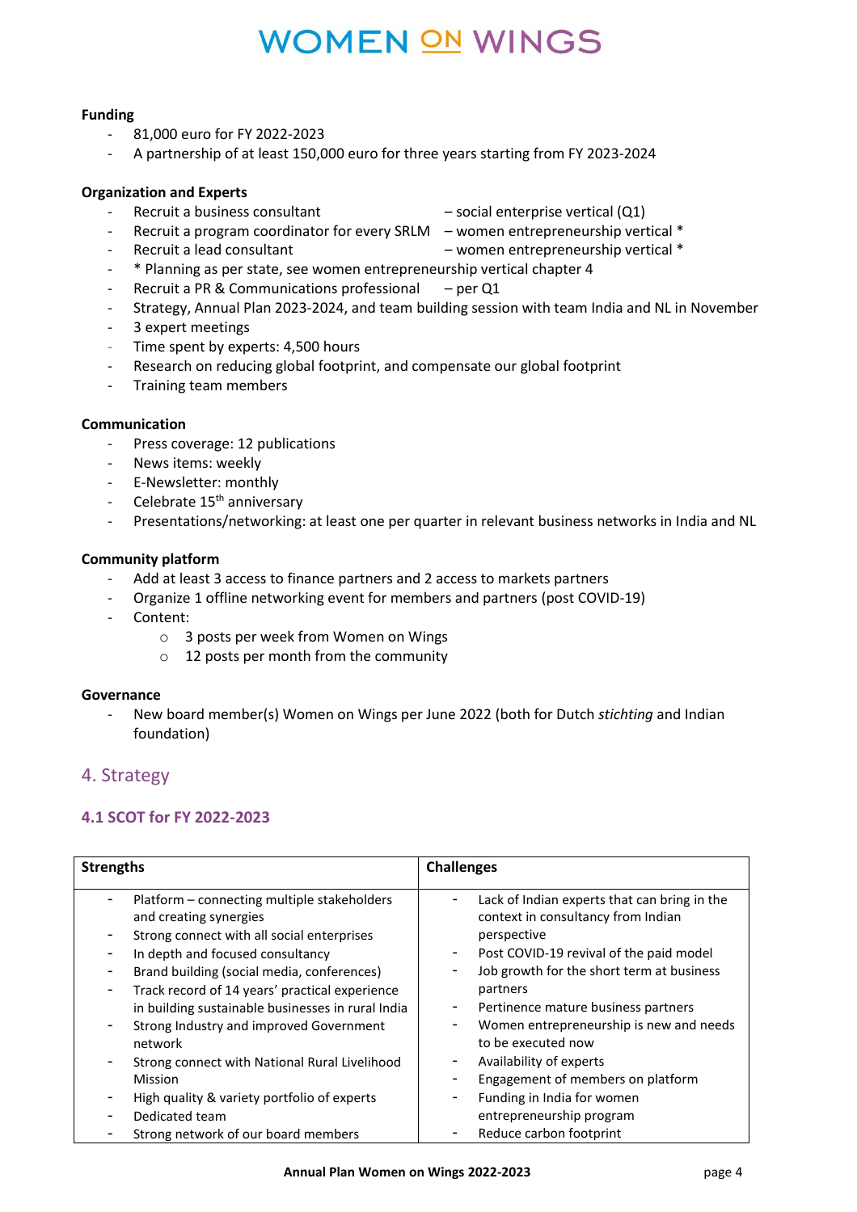**Funding**
- 81,000 euro for FY 2022-2023
- A partnership of at least 150,000 euro for three years starting from FY 2023-2024

**Organization and Experts**
- Recruit a business consultant – social enterprise vertical (Q1)
- Recruit a program coordinator for every SRLM – women entrepreneurship vertical *
- Recruit a lead consultant – women entrepreneurship vertical *
- * Planning as per state, see women entrepreneurship vertical chapter 4
- Recruit a PR & Communications professional – per Q1
- Strategy, Annual Plan 2023-2024, and team building session with team India and NL in November
- 3 expert meetings
- Time spent by experts: 4,500 hours
- Research on reducing global footprint, and compensate our global footprint
- Training team members

**Communication**
- Press coverage: 12 publications
- News items: weekly
- E-Newsletter: monthly
- Celebrate 15th anniversary
- Presentations/networking: at least one per quarter in relevant business networks in India and NL

**Community platform**
- Add at least 3 access to finance partners and 2 access to markets partners
- Organize 1 offline networking event for members and partners (post COVID-19)
- Content:
    - 3 posts per week from Women on Wings
    - 12 posts per month from the community

**Governance**
- New board member(s) Women on Wings per June 2022 (both for Dutch *stichting* and Indian foundation)

## 4. Strategy

### 4.1 SCOT for FY 2022-2023

| Strengths | Challenges |
|---|---|
| - Platform – connecting multiple stakeholders and creating synergies<br>- Strong connect with all social enterprises<br>- In depth and focused consultancy<br>- Brand building (social media, conferences)<br>- Track record of 14 years' practical experience in building sustainable businesses in rural India<br>- Strong Industry and improved Government network<br>- Strong connect with National Rural Livelihood Mission<br>- High quality & variety portfolio of experts<br>- Dedicated team<br>- Strong network of our board members | - Lack of Indian experts that can bring in the context in consultancy from Indian perspective<br>- Post COVID-19 revival of the paid model<br>- Job growth for the short term at business partners<br>- Pertinence mature business partners<br>- Women entrepreneurship is new and needs to be executed now<br>- Availability of experts<br>- Engagement of members on platform<br>- Funding in India for women entrepreneurship program<br>- Reduce carbon footprint |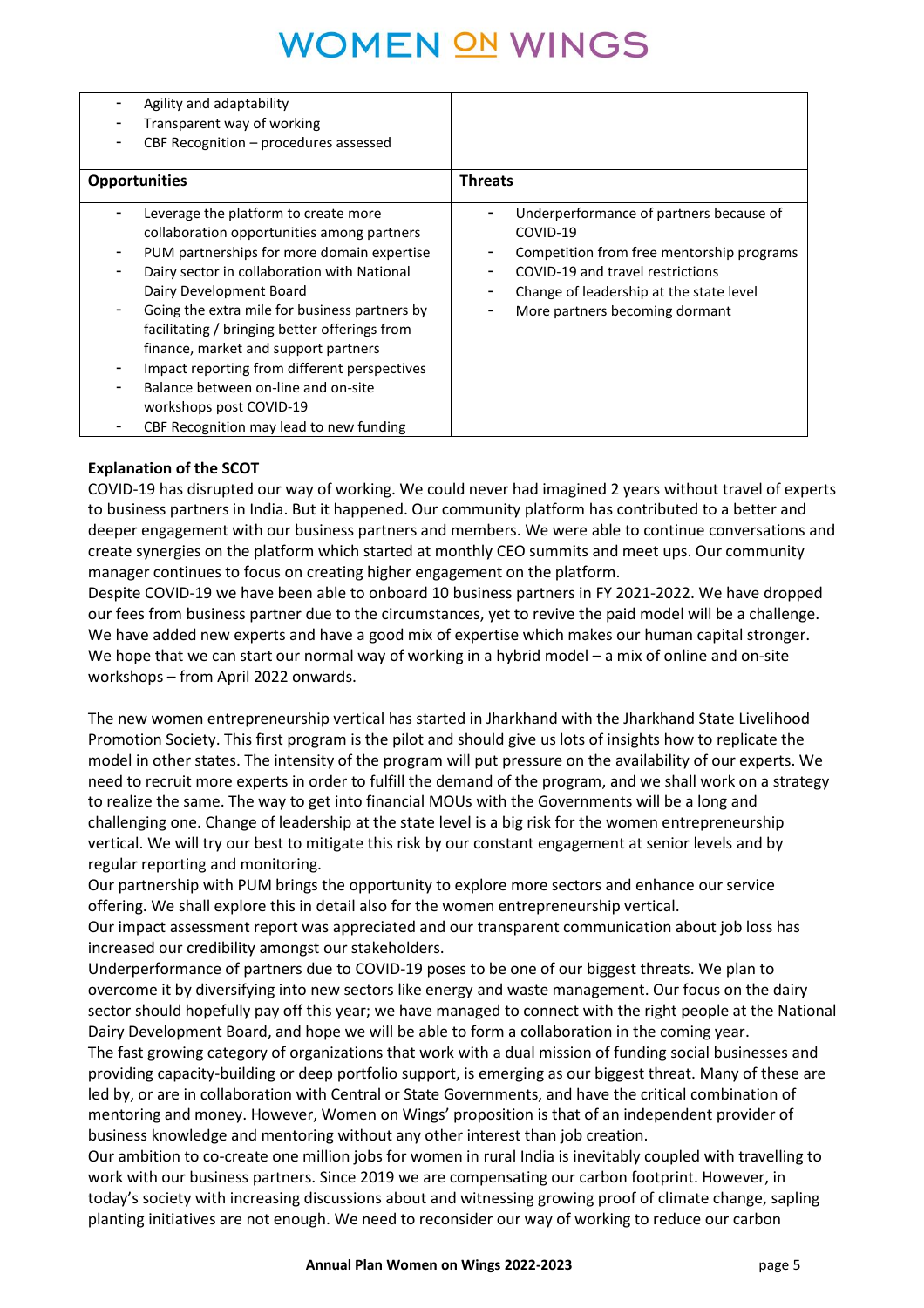| | |
|---|---|
| - Agility and adaptability<br>- Transparent way of working<br>- CBF Recognition – procedures assessed | |
| **Opportunities** | **Threats** |
| - Leverage the platform to create more collaboration opportunities among partners<br>- PUM partnerships for more domain expertise<br>- Dairy sector in collaboration with National Dairy Development Board<br>- Going the extra mile for business partners by facilitating / bringing better offerings from finance, market and support partners<br>- Impact reporting from different perspectives<br>- Balance between on-line and on-site workshops post COVID-19<br>- CBF Recognition may lead to new funding | - Underperformance of partners because of COVID-19<br>- Competition from free mentorship programs<br>- COVID-19 and travel restrictions<br>- Change of leadership at the state level<br>- More partners becoming dormant |

**Explanation of the SCOT**

COVID-19 has disrupted our way of working. We could never had imagined 2 years without travel of experts to business partners in India. But it happened. Our community platform has contributed to a better and deeper engagement with our business partners and members. We were able to continue conversations and create synergies on the platform which started at monthly CEO summits and meet ups. Our community manager continues to focus on creating higher engagement on the platform.

Despite COVID-19 we have been able to onboard 10 business partners in FY 2021-2022. We have dropped our fees from business partner due to the circumstances, yet to revive the paid model will be a challenge. We have added new experts and have a good mix of expertise which makes our human capital stronger. We hope that we can start our normal way of working in a hybrid model – a mix of online and on-site workshops – from April 2022 onwards.

The new women entrepreneurship vertical has started in Jharkhand with the Jharkhand State Livelihood Promotion Society. This first program is the pilot and should give us lots of insights how to replicate the model in other states. The intensity of the program will put pressure on the availability of our experts. We need to recruit more experts in order to fulfill the demand of the program, and we shall work on a strategy to realize the same. The way to get into financial MOUs with the Governments will be a long and challenging one. Change of leadership at the state level is a big risk for the women entrepreneurship vertical. We will try our best to mitigate this risk by our constant engagement at senior levels and by regular reporting and monitoring.

Our partnership with PUM brings the opportunity to explore more sectors and enhance our service offering. We shall explore this in detail also for the women entrepreneurship vertical.

Our impact assessment report was appreciated and our transparent communication about job loss has increased our credibility amongst our stakeholders.

Underperformance of partners due to COVID-19 poses to be one of our biggest threats. We plan to overcome it by diversifying into new sectors like energy and waste management. Our focus on the dairy sector should hopefully pay off this year; we have managed to connect with the right people at the National Dairy Development Board, and hope we will be able to form a collaboration in the coming year.

The fast growing category of organizations that work with a dual mission of funding social businesses and providing capacity-building or deep portfolio support, is emerging as our biggest threat. Many of these are led by, or are in collaboration with Central or State Governments, and have the critical combination of mentoring and money. However, Women on Wings' proposition is that of an independent provider of business knowledge and mentoring without any other interest than job creation.

Our ambition to co-create one million jobs for women in rural India is inevitably coupled with travelling to work with our business partners. Since 2019 we are compensating our carbon footprint. However, in today's society with increasing discussions about and witnessing growing proof of climate change, sapling planting initiatives are not enough. We need to reconsider our way of working to reduce our carbon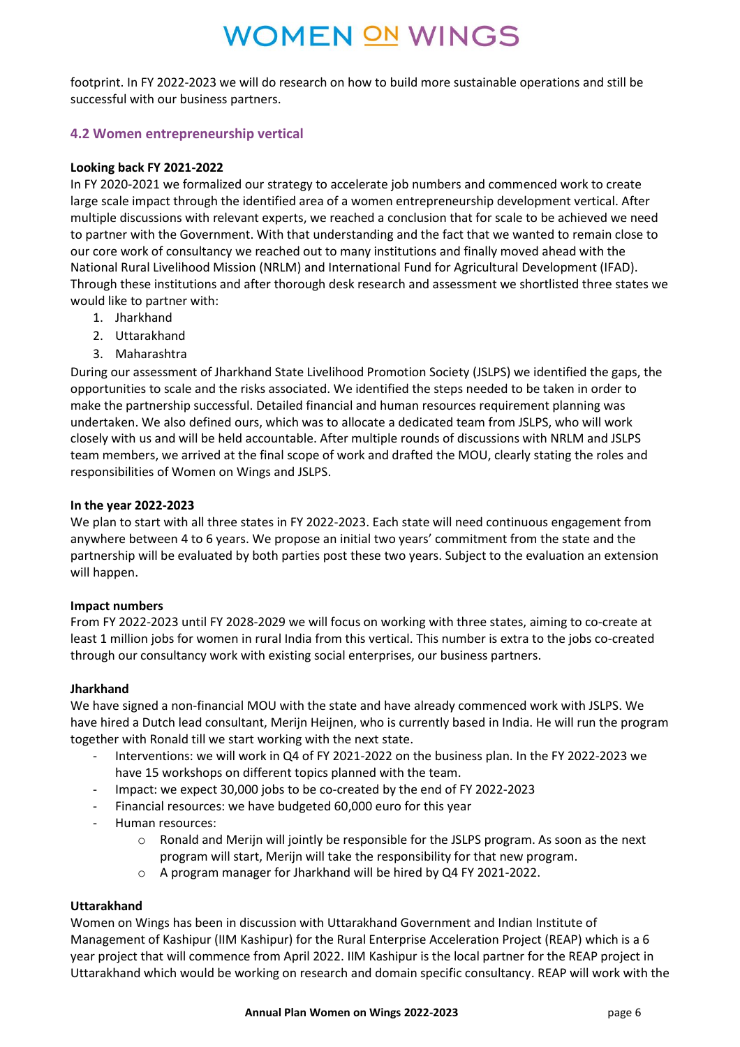footprint. In FY 2022-2023 we will do research on how to build more sustainable operations and still be successful with our business partners.

### 4.2 Women entrepreneurship vertical

**Looking back FY 2021-2022**

In FY 2020-2021 we formalized our strategy to accelerate job numbers and commenced work to create large scale impact through the identified area of a women entrepreneurship development vertical. After multiple discussions with relevant experts, we reached a conclusion that for scale to be achieved we need to partner with the Government. With that understanding and the fact that we wanted to remain close to our core work of consultancy we reached out to many institutions and finally moved ahead with the National Rural Livelihood Mission (NRLM) and International Fund for Agricultural Development (IFAD). Through these institutions and after thorough desk research and assessment we shortlisted three states we would like to partner with:

1. Jharkhand
2. Uttarakhand
3. Maharashtra

During our assessment of Jharkhand State Livelihood Promotion Society (JSLPS) we identified the gaps, the opportunities to scale and the risks associated. We identified the steps needed to be taken in order to make the partnership successful. Detailed financial and human resources requirement planning was undertaken. We also defined ours, which was to allocate a dedicated team from JSLPS, who will work closely with us and will be held accountable. After multiple rounds of discussions with NRLM and JSLPS team members, we arrived at the final scope of work and drafted the MOU, clearly stating the roles and responsibilities of Women on Wings and JSLPS.

**In the year 2022-2023**

We plan to start with all three states in FY 2022-2023. Each state will need continuous engagement from anywhere between 4 to 6 years. We propose an initial two years' commitment from the state and the partnership will be evaluated by both parties post these two years. Subject to the evaluation an extension will happen.

**Impact numbers**

From FY 2022-2023 until FY 2028-2029 we will focus on working with three states, aiming to co-create at least 1 million jobs for women in rural India from this vertical. This number is extra to the jobs co-created through our consultancy work with existing social enterprises, our business partners.

**Jharkhand**

We have signed a non-financial MOU with the state and have already commenced work with JSLPS. We have hired a Dutch lead consultant, Merijn Heijnen, who is currently based in India. He will run the program together with Ronald till we start working with the next state.

- Interventions: we will work in Q4 of FY 2021-2022 on the business plan. In the FY 2022-2023 we have 15 workshops on different topics planned with the team.
- Impact: we expect 30,000 jobs to be co-created by the end of FY 2022-2023
- Financial resources: we have budgeted 60,000 euro for this year
- Human resources:
  - Ronald and Merijn will jointly be responsible for the JSLPS program. As soon as the next program will start, Merijn will take the responsibility for that new program.
  - A program manager for Jharkhand will be hired by Q4 FY 2021-2022.

**Uttarakhand**

Women on Wings has been in discussion with Uttarakhand Government and Indian Institute of Management of Kashipur (IIM Kashipur) for the Rural Enterprise Acceleration Project (REAP) which is a 6 year project that will commence from April 2022. IIM Kashipur is the local partner for the REAP project in Uttarakhand which would be working on research and domain specific consultancy. REAP will work with the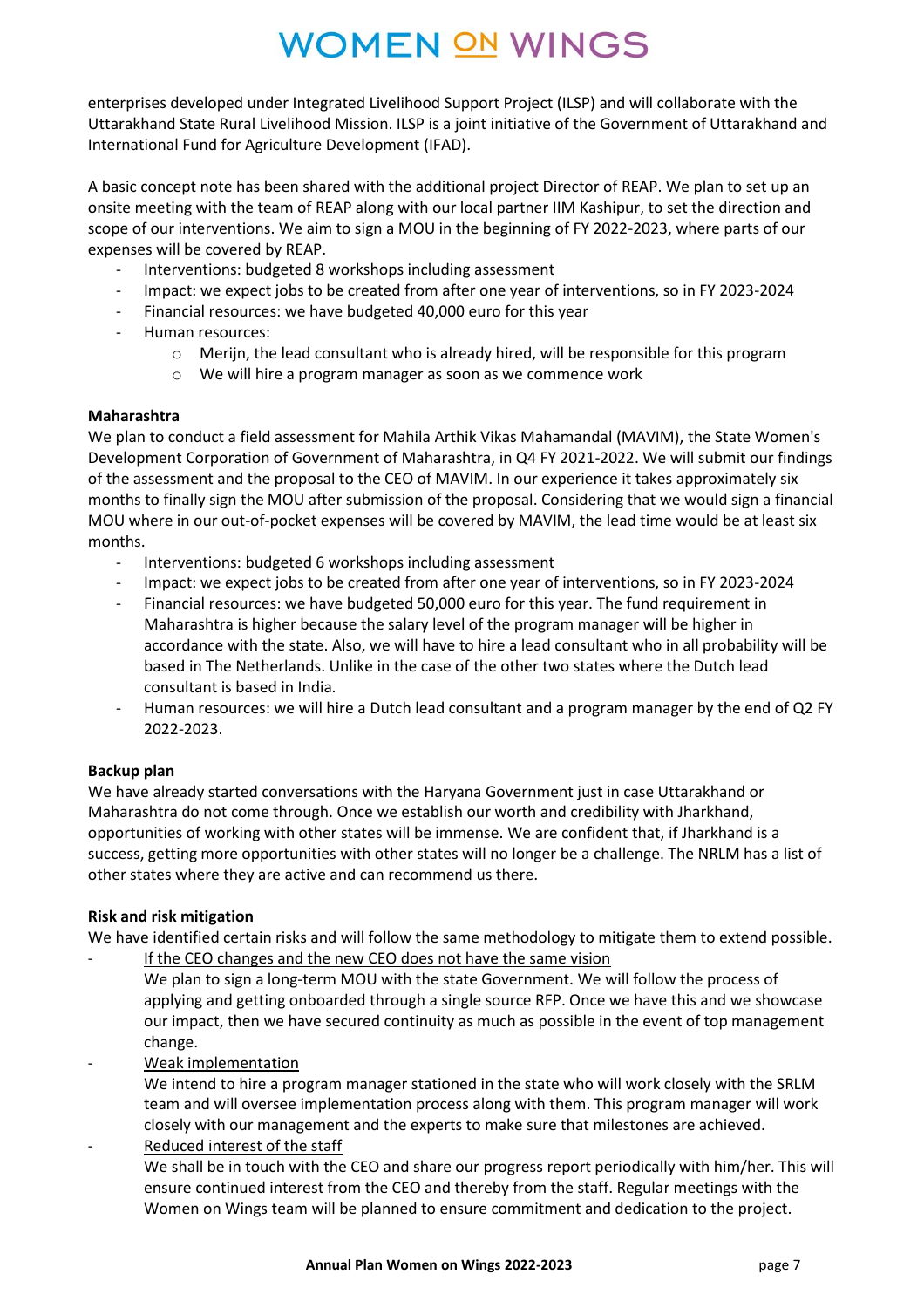enterprises developed under Integrated Livelihood Support Project (ILSP) and will collaborate with the Uttarakhand State Rural Livelihood Mission. ILSP is a joint initiative of the Government of Uttarakhand and International Fund for Agriculture Development (IFAD).

A basic concept note has been shared with the additional project Director of REAP. We plan to set up an onsite meeting with the team of REAP along with our local partner IIM Kashipur, to set the direction and scope of our interventions. We aim to sign a MOU in the beginning of FY 2022-2023, where parts of our expenses will be covered by REAP.

- Interventions: budgeted 8 workshops including assessment
- Impact: we expect jobs to be created from after one year of interventions, so in FY 2023-2024
- Financial resources: we have budgeted 40,000 euro for this year
- Human resources:
  - Merijn, the lead consultant who is already hired, will be responsible for this program
  - We will hire a program manager as soon as we commence work

**Maharashtra**

We plan to conduct a field assessment for Mahila Arthik Vikas Mahamandal (MAVIM), the State Women's Development Corporation of Government of Maharashtra, in Q4 FY 2021-2022. We will submit our findings of the assessment and the proposal to the CEO of MAVIM. In our experience it takes approximately six months to finally sign the MOU after submission of the proposal. Considering that we would sign a financial MOU where in our out-of-pocket expenses will be covered by MAVIM, the lead time would be at least six months.

- Interventions: budgeted 6 workshops including assessment
- Impact: we expect jobs to be created from after one year of interventions, so in FY 2023-2024
- Financial resources: we have budgeted 50,000 euro for this year. The fund requirement in Maharashtra is higher because the salary level of the program manager will be higher in accordance with the state. Also, we will have to hire a lead consultant who in all probability will be based in The Netherlands. Unlike in the case of the other two states where the Dutch lead consultant is based in India.
- Human resources: we will hire a Dutch lead consultant and a program manager by the end of Q2 FY 2022-2023.

**Backup plan**

We have already started conversations with the Haryana Government just in case Uttarakhand or Maharashtra do not come through. Once we establish our worth and credibility with Jharkhand, opportunities of working with other states will be immense. We are confident that, if Jharkhand is a success, getting more opportunities with other states will no longer be a challenge. The NRLM has a list of other states where they are active and can recommend us there.

**Risk and risk mitigation**

We have identified certain risks and will follow the same methodology to mitigate them to extend possible.

- <u>If the CEO changes and the new CEO does not have the same vision</u>
  We plan to sign a long-term MOU with the state Government. We will follow the process of applying and getting onboarded through a single source RFP. Once we have this and we showcase our impact, then we have secured continuity as much as possible in the event of top management change.
- <u>Weak implementation</u>
  We intend to hire a program manager stationed in the state who will work closely with the SRLM team and will oversee implementation process along with them. This program manager will work closely with our management and the experts to make sure that milestones are achieved.
- <u>Reduced interest of the staff</u>
  We shall be in touch with the CEO and share our progress report periodically with him/her. This will ensure continued interest from the CEO and thereby from the staff. Regular meetings with the Women on Wings team will be planned to ensure commitment and dedication to the project.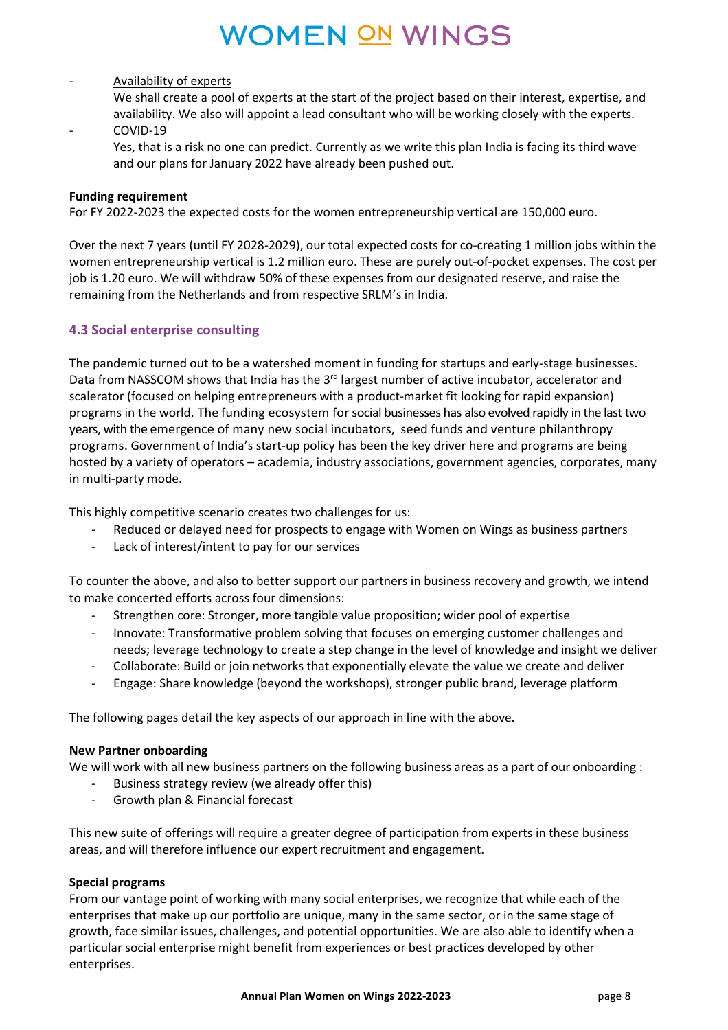- Availability of experts
  We shall create a pool of experts at the start of the project based on their interest, expertise, and availability. We also will appoint a lead consultant who will be working closely with the experts.
- COVID-19
  Yes, that is a risk no one can predict. Currently as we write this plan India is facing its third wave and our plans for January 2022 have already been pushed out.

**Funding requirement**
For FY 2022-2023 the expected costs for the women entrepreneurship vertical are 150,000 euro.

Over the next 7 years (until FY 2028-2029), our total expected costs for co-creating 1 million jobs within the women entrepreneurship vertical is 1.2 million euro. These are purely out-of-pocket expenses. The cost per job is 1.20 euro. We will withdraw 50% of these expenses from our designated reserve, and raise the remaining from the Netherlands and from respective SRLM's in India.

### 4.3 Social enterprise consulting

The pandemic turned out to be a watershed moment in funding for startups and early-stage businesses. Data from NASSCOM shows that India has the 3rd largest number of active incubator, accelerator and scalerator (focused on helping entrepreneurs with a product-market fit looking for rapid expansion) programs in the world. The funding ecosystem for social businesses has also evolved rapidly in the last two years, with the emergence of many new social incubators, seed funds and venture philanthropy programs. Government of India's start-up policy has been the key driver here and programs are being hosted by a variety of operators – academia, industry associations, government agencies, corporates, many in multi-party mode.

This highly competitive scenario creates two challenges for us:
- Reduced or delayed need for prospects to engage with Women on Wings as business partners
- Lack of interest/intent to pay for our services

To counter the above, and also to better support our partners in business recovery and growth, we intend to make concerted efforts across four dimensions:
- Strengthen core: Stronger, more tangible value proposition; wider pool of expertise
- Innovate: Transformative problem solving that focuses on emerging customer challenges and needs; leverage technology to create a step change in the level of knowledge and insight we deliver
- Collaborate: Build or join networks that exponentially elevate the value we create and deliver
- Engage: Share knowledge (beyond the workshops), stronger public brand, leverage platform

The following pages detail the key aspects of our approach in line with the above.

**New Partner onboarding**
We will work with all new business partners on the following business areas as a part of our onboarding :
- Business strategy review (we already offer this)
- Growth plan & Financial forecast

This new suite of offerings will require a greater degree of participation from experts in these business areas, and will therefore influence our expert recruitment and engagement.

**Special programs**
From our vantage point of working with many social enterprises, we recognize that while each of the enterprises that make up our portfolio are unique, many in the same sector, or in the same stage of growth, face similar issues, challenges, and potential opportunities. We are also able to identify when a particular social enterprise might benefit from experiences or best practices developed by other enterprises.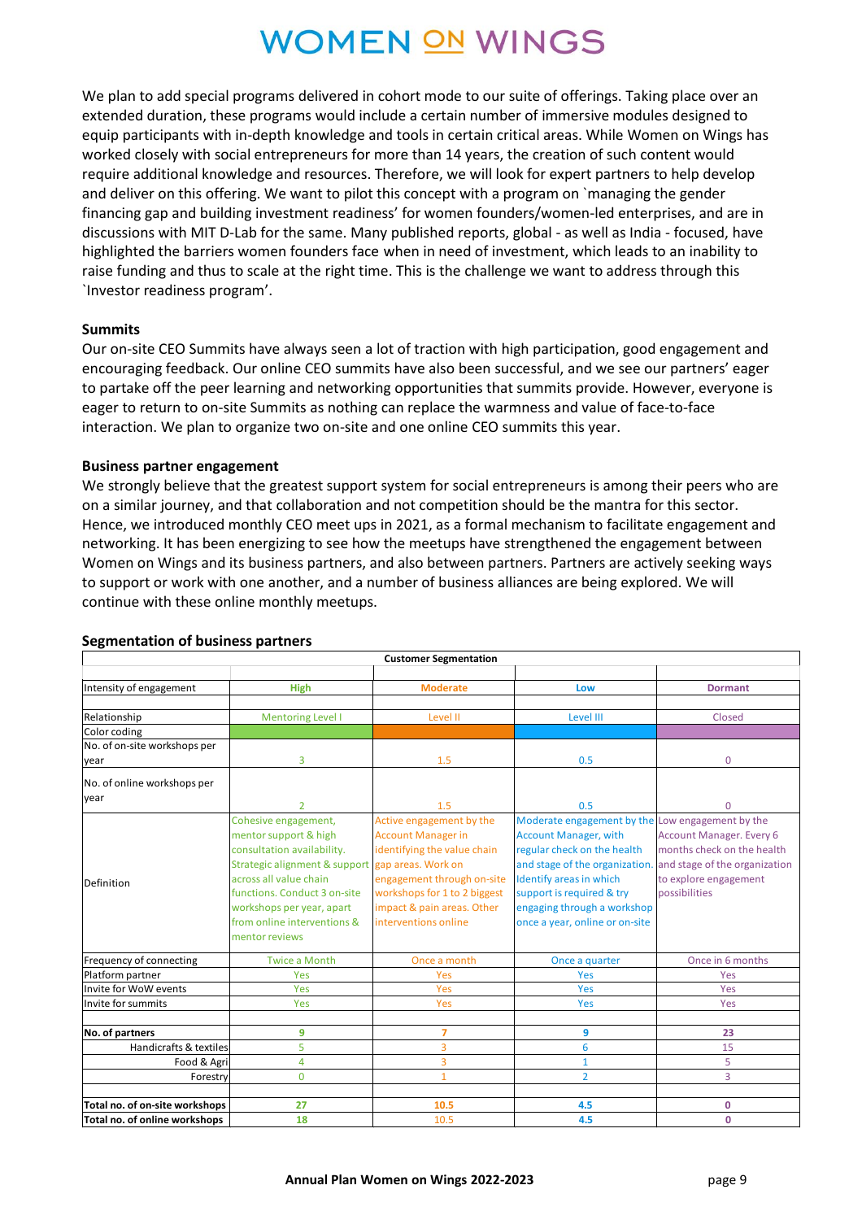We plan to add special programs delivered in cohort mode to our suite of offerings. Taking place over an extended duration, these programs would include a certain number of immersive modules designed to equip participants with in-depth knowledge and tools in certain critical areas. While Women on Wings has worked closely with social entrepreneurs for more than 14 years, the creation of such content would require additional knowledge and resources. Therefore, we will look for expert partners to help develop and deliver on this offering. We want to pilot this concept with a program on `managing the gender financing gap and building investment readiness' for women founders/women-led enterprises, and are in discussions with MIT D-Lab for the same. Many published reports, global - as well as India - focused, have highlighted the barriers women founders face when in need of investment, which leads to an inability to raise funding and thus to scale at the right time. This is the challenge we want to address through this `Investor readiness program'.

### Summits

Our on-site CEO Summits have always seen a lot of traction with high participation, good engagement and encouraging feedback. Our online CEO summits have also been successful, and we see our partners' eager to partake off the peer learning and networking opportunities that summits provide. However, everyone is eager to return to on-site Summits as nothing can replace the warmness and value of face-to-face interaction. We plan to organize two on-site and one online CEO summits this year.

### Business partner engagement

We strongly believe that the greatest support system for social entrepreneurs is among their peers who are on a similar journey, and that collaboration and not competition should be the mantra for this sector. Hence, we introduced monthly CEO meet ups in 2021, as a formal mechanism to facilitate engagement and networking. It has been energizing to see how the meetups have strengthened the engagement between Women on Wings and its business partners, and also between partners. Partners are actively seeking ways to support or work with one another, and a number of business alliances are being explored. We will continue with these online monthly meetups.

### Segmentation of business partners

| Customer Segmentation | | | | |
|---|---|---|---|---|
| Intensity of engagement | **High** | **Moderate** | **Low** | **Dormant** |
| Relationship | Mentoring Level I | Level II | Level III | Closed |
| Color coding | | | | |
| No. of on-site workshops per year | 3 | 1.5 | 0.5 | 0 |
| No. of online workshops per year | 2 | 1.5 | 0.5 | 0 |
| Definition | Cohesive engagement, mentor support & high consultation availability. Strategic alignment & support across all value chain functions. Conduct 3 on-site workshops per year, apart from online interventions & mentor reviews | Active engagement by the Account Manager in identifying the value chain gap areas. Work on engagement through on-site workshops for 1 to 2 biggest impact & pain areas. Other interventions online | Moderate engagement by the Account Manager, with regular check on the health and stage of the organization. Identify areas in which support is required & try engaging through a workshop once a year, online or on-site | Low engagement by the Account Manager. Every 6 months check on the health and stage of the organization to explore engagement possibilities |
| Frequency of connecting | Twice a Month | Once a month | Once a quarter | Once in 6 months |
| Platform partner | Yes | Yes | Yes | Yes |
| Invite for WoW events | Yes | Yes | Yes | Yes |
| Invite for summits | Yes | Yes | Yes | Yes |
| **No. of partners** | **9** | **7** | **9** | **23** |
| Handicrafts & textiles | 5 | 3 | 6 | 15 |
| Food & Agri | 4 | 3 | 1 | 5 |
| Forestry | 0 | 1 | 2 | 3 |
| **Total no. of on-site workshops** | **27** | **10.5** | **4.5** | **0** |
| **Total no. of online workshops** | **18** | 10.5 | **4.5** | **0** |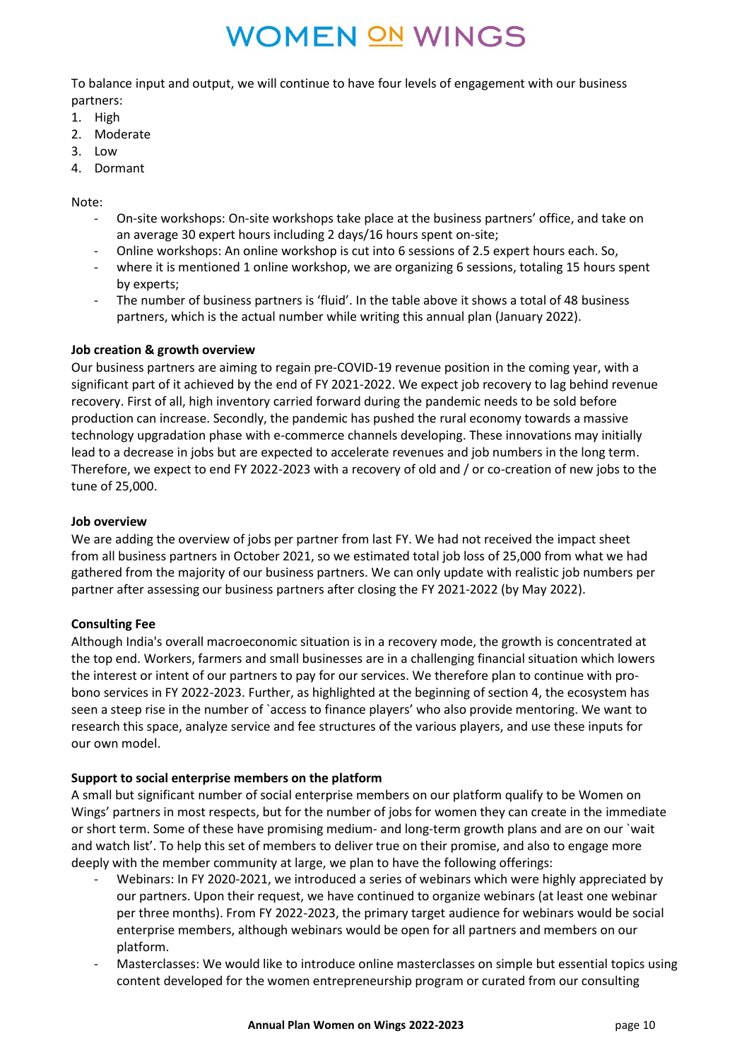To balance input and output, we will continue to have four levels of engagement with our business partners:

1. High
2. Moderate
3. Low
4. Dormant

Note:

- On-site workshops: On-site workshops take place at the business partners' office, and take on an average 30 expert hours including 2 days/16 hours spent on-site;
- Online workshops: An online workshop is cut into 6 sessions of 2.5 expert hours each. So,
- where it is mentioned 1 online workshop, we are organizing 6 sessions, totaling 15 hours spent by experts;
- The number of business partners is 'fluid'. In the table above it shows a total of 48 business partners, which is the actual number while writing this annual plan (January 2022).

**Job creation & growth overview**

Our business partners are aiming to regain pre-COVID-19 revenue position in the coming year, with a significant part of it achieved by the end of FY 2021-2022. We expect job recovery to lag behind revenue recovery. First of all, high inventory carried forward during the pandemic needs to be sold before production can increase. Secondly, the pandemic has pushed the rural economy towards a massive technology upgradation phase with e-commerce channels developing. These innovations may initially lead to a decrease in jobs but are expected to accelerate revenues and job numbers in the long term. Therefore, we expect to end FY 2022-2023 with a recovery of old and / or co-creation of new jobs to the tune of 25,000.

**Job overview**

We are adding the overview of jobs per partner from last FY. We had not received the impact sheet from all business partners in October 2021, so we estimated total job loss of 25,000 from what we had gathered from the majority of our business partners. We can only update with realistic job numbers per partner after assessing our business partners after closing the FY 2021-2022 (by May 2022).

**Consulting Fee**

Although India's overall macroeconomic situation is in a recovery mode, the growth is concentrated at the top end. Workers, farmers and small businesses are in a challenging financial situation which lowers the interest or intent of our partners to pay for our services. We therefore plan to continue with pro-bono services in FY 2022-2023. Further, as highlighted at the beginning of section 4, the ecosystem has seen a steep rise in the number of `access to finance players' who also provide mentoring. We want to research this space, analyze service and fee structures of the various players, and use these inputs for our own model.

**Support to social enterprise members on the platform**

A small but significant number of social enterprise members on our platform qualify to be Women on Wings' partners in most respects, but for the number of jobs for women they can create in the immediate or short term. Some of these have promising medium- and long-term growth plans and are on our `wait and watch list'. To help this set of members to deliver true on their promise, and also to engage more deeply with the member community at large, we plan to have the following offerings:

- Webinars: In FY 2020-2021, we introduced a series of webinars which were highly appreciated by our partners. Upon their request, we have continued to organize webinars (at least one webinar per three months). From FY 2022-2023, the primary target audience for webinars would be social enterprise members, although webinars would be open for all partners and members on our platform.
- Masterclasses: We would like to introduce online masterclasses on simple but essential topics using content developed for the women entrepreneurship program or curated from our consulting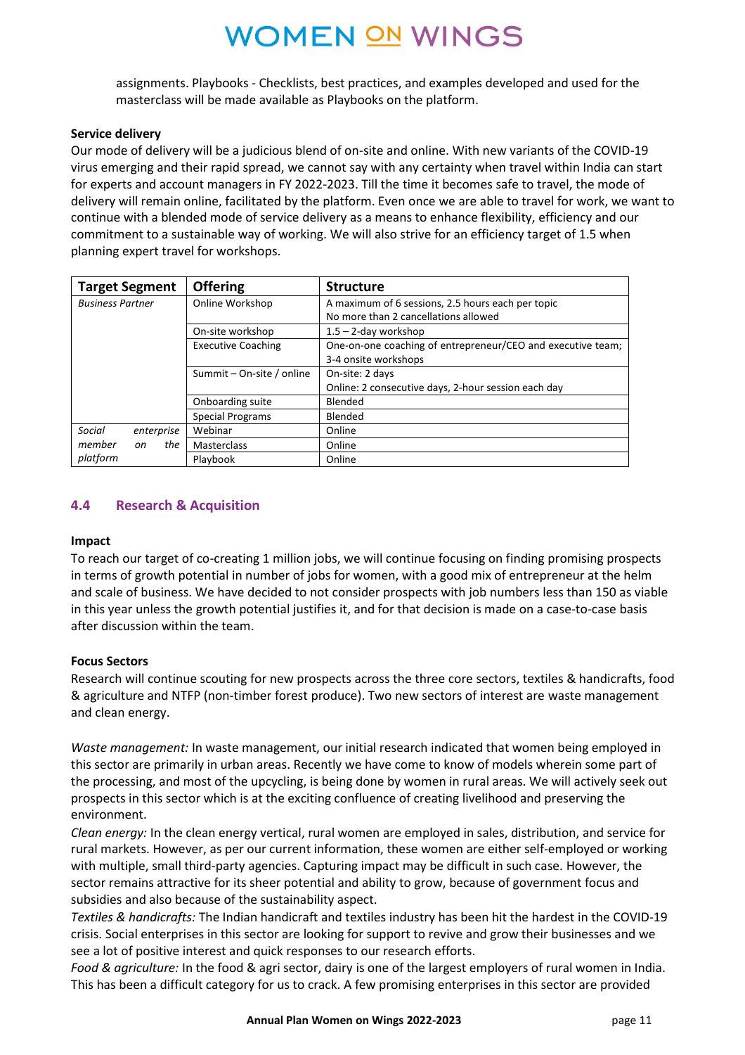assignments. Playbooks - Checklists, best practices, and examples developed and used for the masterclass will be made available as Playbooks on the platform.

**Service delivery**

Our mode of delivery will be a judicious blend of on-site and online. With new variants of the COVID-19 virus emerging and their rapid spread, we cannot say with any certainty when travel within India can start for experts and account managers in FY 2022-2023. Till the time it becomes safe to travel, the mode of delivery will remain online, facilitated by the platform. Even once we are able to travel for work, we want to continue with a blended mode of service delivery as a means to enhance flexibility, efficiency and our commitment to a sustainable way of working. We will also strive for an efficiency target of 1.5 when planning expert travel for workshops.

| Target Segment | Offering | Structure |
|---|---|---|
| *Business Partner* | Online Workshop | A maximum of 6 sessions, 2.5 hours each per topic<br>No more than 2 cancellations allowed |
| | On-site workshop | 1.5 – 2-day workshop |
| | Executive Coaching | One-on-one coaching of entrepreneur/CEO and executive team; 3-4 onsite workshops |
| | Summit – On-site / online | On-site: 2 days<br>Online: 2 consecutive days, 2-hour session each day |
| | Onboarding suite | Blended |
| | Special Programs | Blended |
| *Social enterprise member on the platform* | Webinar | Online |
| | Masterclass | Online |
| | Playbook | Online |

## 4.4 Research & Acquisition

**Impact**

To reach our target of co-creating 1 million jobs, we will continue focusing on finding promising prospects in terms of growth potential in number of jobs for women, with a good mix of entrepreneur at the helm and scale of business. We have decided to not consider prospects with job numbers less than 150 as viable in this year unless the growth potential justifies it, and for that decision is made on a case-to-case basis after discussion within the team.

**Focus Sectors**

Research will continue scouting for new prospects across the three core sectors, textiles & handicrafts, food & agriculture and NTFP (non-timber forest produce). Two new sectors of interest are waste management and clean energy.

*Waste management:* In waste management, our initial research indicated that women being employed in this sector are primarily in urban areas. Recently we have come to know of models wherein some part of the processing, and most of the upcycling, is being done by women in rural areas. We will actively seek out prospects in this sector which is at the exciting confluence of creating livelihood and preserving the environment.

*Clean energy:* In the clean energy vertical, rural women are employed in sales, distribution, and service for rural markets. However, as per our current information, these women are either self-employed or working with multiple, small third-party agencies. Capturing impact may be difficult in such case. However, the sector remains attractive for its sheer potential and ability to grow, because of government focus and subsidies and also because of the sustainability aspect.

*Textiles & handicrafts:* The Indian handicraft and textiles industry has been hit the hardest in the COVID-19 crisis. Social enterprises in this sector are looking for support to revive and grow their businesses and we see a lot of positive interest and quick responses to our research efforts.

*Food & agriculture:* In the food & agri sector, dairy is one of the largest employers of rural women in India. This has been a difficult category for us to crack. A few promising enterprises in this sector are provided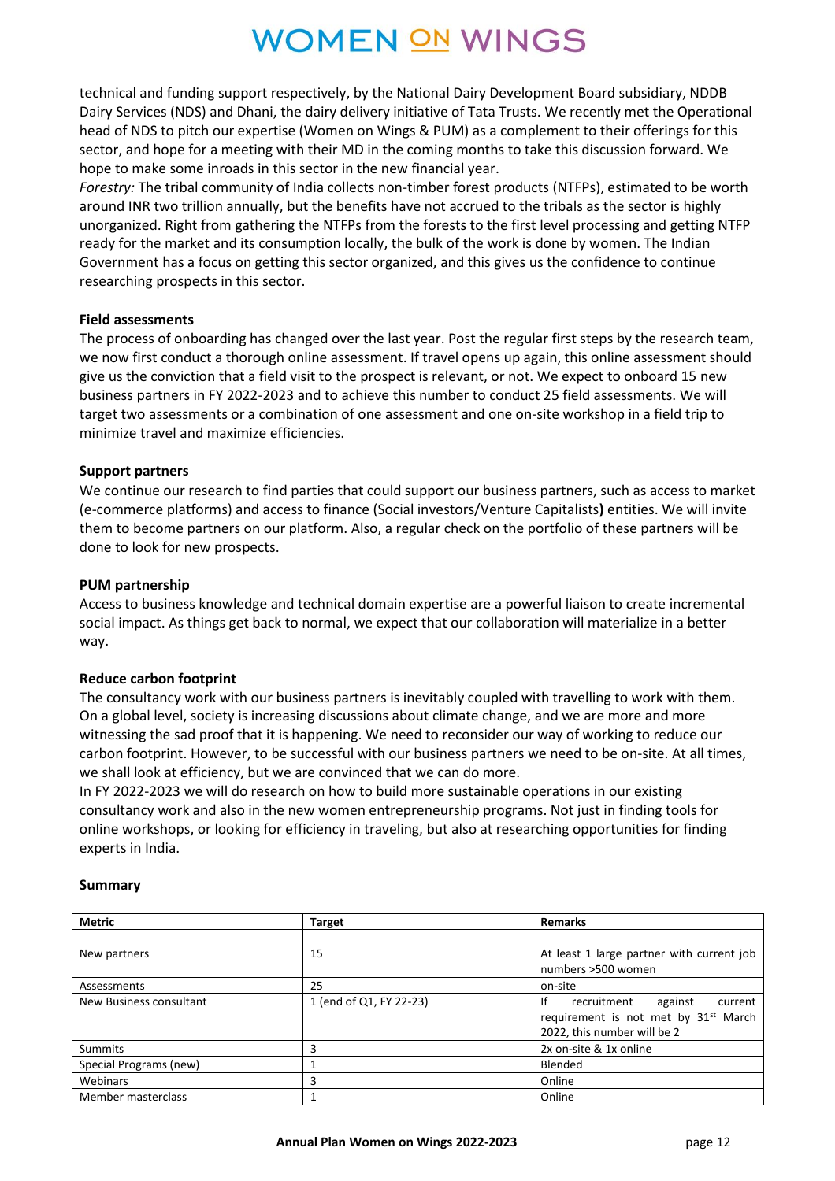technical and funding support respectively, by the National Dairy Development Board subsidiary, NDDB Dairy Services (NDS) and Dhani, the dairy delivery initiative of Tata Trusts. We recently met the Operational head of NDS to pitch our expertise (Women on Wings & PUM) as a complement to their offerings for this sector, and hope for a meeting with their MD in the coming months to take this discussion forward. We hope to make some inroads in this sector in the new financial year.

*Forestry:* The tribal community of India collects non-timber forest products (NTFPs), estimated to be worth around INR two trillion annually, but the benefits have not accrued to the tribals as the sector is highly unorganized. Right from gathering the NTFPs from the forests to the first level processing and getting NTFP ready for the market and its consumption locally, the bulk of the work is done by women. The Indian Government has a focus on getting this sector organized, and this gives us the confidence to continue researching prospects in this sector.

**Field assessments**

The process of onboarding has changed over the last year. Post the regular first steps by the research team, we now first conduct a thorough online assessment. If travel opens up again, this online assessment should give us the conviction that a field visit to the prospect is relevant, or not. We expect to onboard 15 new business partners in FY 2022-2023 and to achieve this number to conduct 25 field assessments. We will target two assessments or a combination of one assessment and one on-site workshop in a field trip to minimize travel and maximize efficiencies.

**Support partners**

We continue our research to find parties that could support our business partners, such as access to market (e-commerce platforms) and access to finance (Social investors/Venture Capitalists**)** entities. We will invite them to become partners on our platform. Also, a regular check on the portfolio of these partners will be done to look for new prospects.

**PUM partnership**

Access to business knowledge and technical domain expertise are a powerful liaison to create incremental social impact. As things get back to normal, we expect that our collaboration will materialize in a better way.

**Reduce carbon footprint**

The consultancy work with our business partners is inevitably coupled with travelling to work with them. On a global level, society is increasing discussions about climate change, and we are more and more witnessing the sad proof that it is happening. We need to reconsider our way of working to reduce our carbon footprint. However, to be successful with our business partners we need to be on-site. At all times, we shall look at efficiency, but we are convinced that we can do more.

In FY 2022-2023 we will do research on how to build more sustainable operations in our existing consultancy work and also in the new women entrepreneurship programs. Not just in finding tools for online workshops, or looking for efficiency in traveling, but also at researching opportunities for finding experts in India.

**Summary**

| Metric | Target | Remarks |
|---|---|---|
| | | |
| New partners | 15 | At least 1 large partner with current job numbers >500 women |
| Assessments | 25 | on-site |
| New Business consultant | 1 (end of Q1, FY 22-23) | If recruitment against current requirement is not met by 31st March 2022, this number will be 2 |
| Summits | 3 | 2x on-site & 1x online |
| Special Programs (new) | 1 | Blended |
| Webinars | 3 | Online |
| Member masterclass | 1 | Online |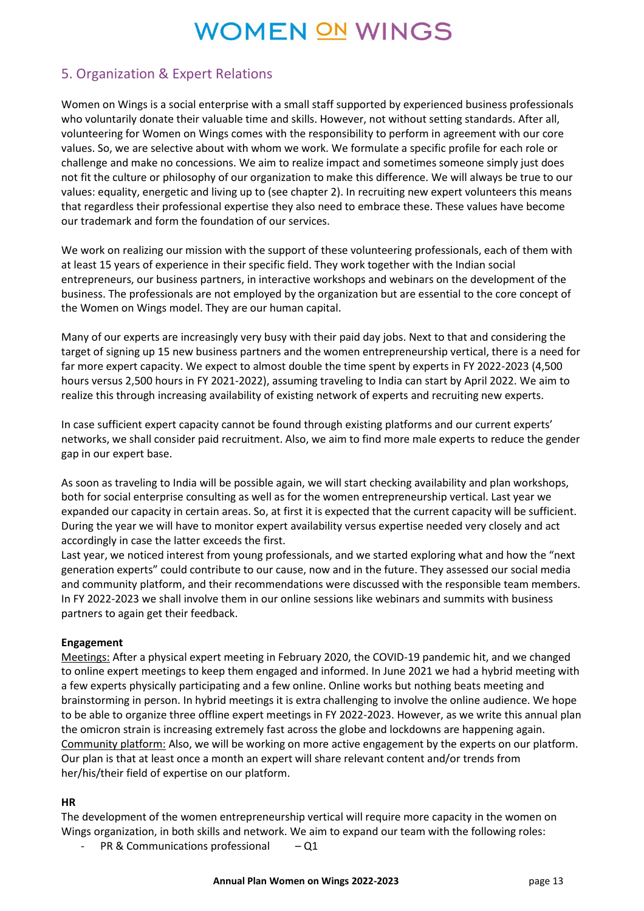## 5. Organization & Expert Relations

Women on Wings is a social enterprise with a small staff supported by experienced business professionals who voluntarily donate their valuable time and skills. However, not without setting standards. After all, volunteering for Women on Wings comes with the responsibility to perform in agreement with our core values. So, we are selective about with whom we work. We formulate a specific profile for each role or challenge and make no concessions. We aim to realize impact and sometimes someone simply just does not fit the culture or philosophy of our organization to make this difference. We will always be true to our values: equality, energetic and living up to (see chapter 2). In recruiting new expert volunteers this means that regardless their professional expertise they also need to embrace these. These values have become our trademark and form the foundation of our services.

We work on realizing our mission with the support of these volunteering professionals, each of them with at least 15 years of experience in their specific field. They work together with the Indian social entrepreneurs, our business partners, in interactive workshops and webinars on the development of the business. The professionals are not employed by the organization but are essential to the core concept of the Women on Wings model. They are our human capital.

Many of our experts are increasingly very busy with their paid day jobs. Next to that and considering the target of signing up 15 new business partners and the women entrepreneurship vertical, there is a need for far more expert capacity. We expect to almost double the time spent by experts in FY 2022-2023 (4,500 hours versus 2,500 hours in FY 2021-2022), assuming traveling to India can start by April 2022. We aim to realize this through increasing availability of existing network of experts and recruiting new experts.

In case sufficient expert capacity cannot be found through existing platforms and our current experts' networks, we shall consider paid recruitment. Also, we aim to find more male experts to reduce the gender gap in our expert base.

As soon as traveling to India will be possible again, we will start checking availability and plan workshops, both for social enterprise consulting as well as for the women entrepreneurship vertical. Last year we expanded our capacity in certain areas. So, at first it is expected that the current capacity will be sufficient. During the year we will have to monitor expert availability versus expertise needed very closely and act accordingly in case the latter exceeds the first.
Last year, we noticed interest from young professionals, and we started exploring what and how the "next generation experts" could contribute to our cause, now and in the future. They assessed our social media and community platform, and their recommendations were discussed with the responsible team members. In FY 2022-2023 we shall involve them in our online sessions like webinars and summits with business partners to again get their feedback.

**Engagement**

Meetings: After a physical expert meeting in February 2020, the COVID-19 pandemic hit, and we changed to online expert meetings to keep them engaged and informed. In June 2021 we had a hybrid meeting with a few experts physically participating and a few online. Online works but nothing beats meeting and brainstorming in person. In hybrid meetings it is extra challenging to involve the online audience. We hope to be able to organize three offline expert meetings in FY 2022-2023. However, as we write this annual plan the omicron strain is increasing extremely fast across the globe and lockdowns are happening again.
Community platform: Also, we will be working on more active engagement by the experts on our platform. Our plan is that at least once a month an expert will share relevant content and/or trends from her/his/their field of expertise on our platform.

**HR**

The development of the women entrepreneurship vertical will require more capacity in the women on Wings organization, in both skills and network. We aim to expand our team with the following roles:

- PR & Communications professional – Q1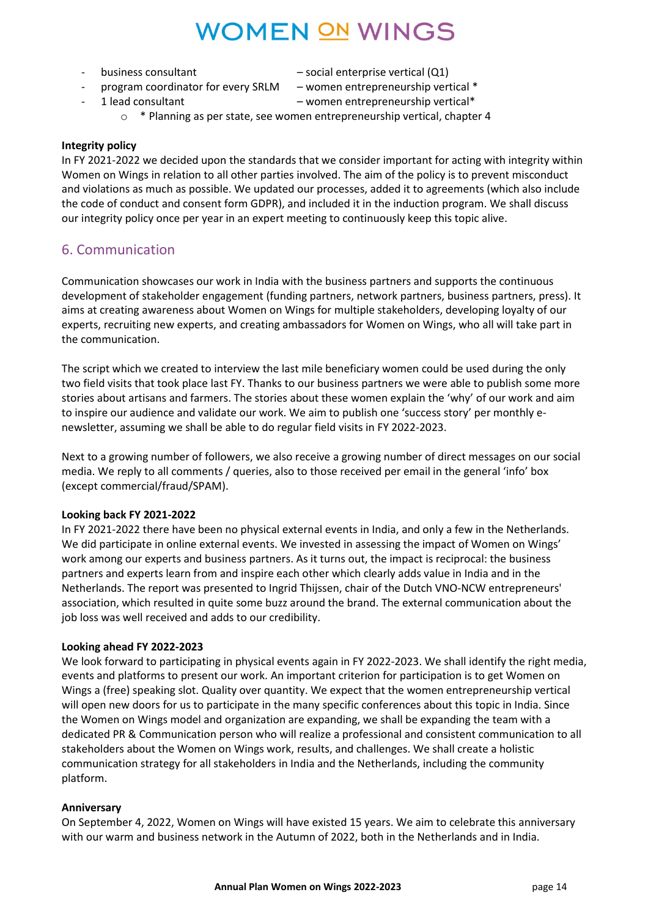- business consultant – social enterprise vertical (Q1)
- program coordinator for every SRLM – women entrepreneurship vertical *
- 1 lead consultant – women entrepreneurship vertical*
    - * Planning as per state, see women entrepreneurship vertical, chapter 4

**Integrity policy**

In FY 2021-2022 we decided upon the standards that we consider important for acting with integrity within Women on Wings in relation to all other parties involved. The aim of the policy is to prevent misconduct and violations as much as possible. We updated our processes, added it to agreements (which also include the code of conduct and consent form GDPR), and included it in the induction program. We shall discuss our integrity policy once per year in an expert meeting to continuously keep this topic alive.

## 6. Communication

Communication showcases our work in India with the business partners and supports the continuous development of stakeholder engagement (funding partners, network partners, business partners, press). It aims at creating awareness about Women on Wings for multiple stakeholders, developing loyalty of our experts, recruiting new experts, and creating ambassadors for Women on Wings, who all will take part in the communication.

The script which we created to interview the last mile beneficiary women could be used during the only two field visits that took place last FY. Thanks to our business partners we were able to publish some more stories about artisans and farmers. The stories about these women explain the 'why' of our work and aim to inspire our audience and validate our work. We aim to publish one 'success story' per monthly e-newsletter, assuming we shall be able to do regular field visits in FY 2022-2023.

Next to a growing number of followers, we also receive a growing number of direct messages on our social media. We reply to all comments / queries, also to those received per email in the general 'info' box (except commercial/fraud/SPAM).

**Looking back FY 2021-2022**

In FY 2021-2022 there have been no physical external events in India, and only a few in the Netherlands. We did participate in online external events. We invested in assessing the impact of Women on Wings' work among our experts and business partners. As it turns out, the impact is reciprocal: the business partners and experts learn from and inspire each other which clearly adds value in India and in the Netherlands. The report was presented to Ingrid Thijssen, chair of the Dutch VNO-NCW entrepreneurs' association, which resulted in quite some buzz around the brand. The external communication about the job loss was well received and adds to our credibility.

**Looking ahead FY 2022-2023**

We look forward to participating in physical events again in FY 2022-2023. We shall identify the right media, events and platforms to present our work. An important criterion for participation is to get Women on Wings a (free) speaking slot. Quality over quantity. We expect that the women entrepreneurship vertical will open new doors for us to participate in the many specific conferences about this topic in India. Since the Women on Wings model and organization are expanding, we shall be expanding the team with a dedicated PR & Communication person who will realize a professional and consistent communication to all stakeholders about the Women on Wings work, results, and challenges. We shall create a holistic communication strategy for all stakeholders in India and the Netherlands, including the community platform.

**Anniversary**

On September 4, 2022, Women on Wings will have existed 15 years. We aim to celebrate this anniversary with our warm and business network in the Autumn of 2022, both in the Netherlands and in India.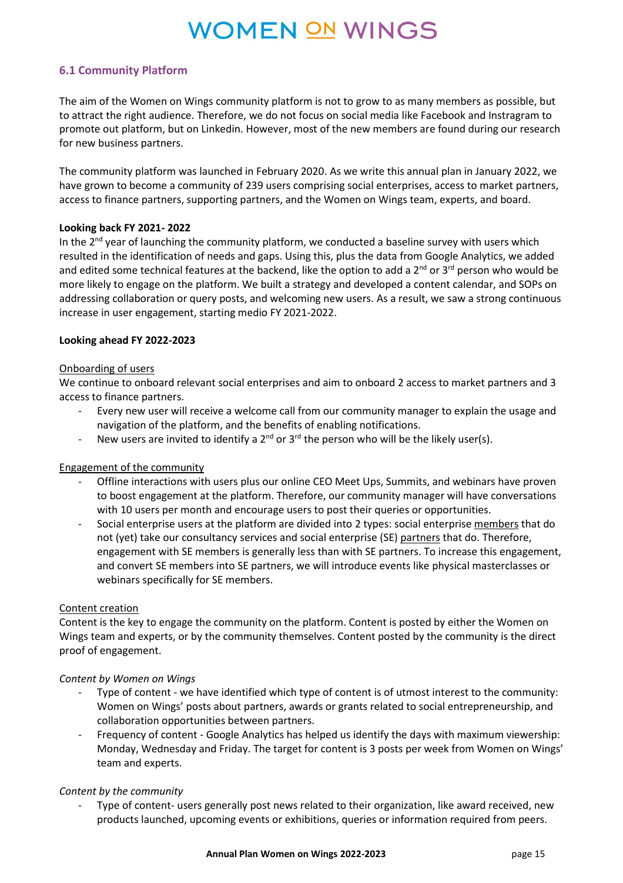### 6.1 Community Platform

The aim of the Women on Wings community platform is not to grow to as many members as possible, but to attract the right audience. Therefore, we do not focus on social media like Facebook and Instragram to promote out platform, but on Linkedin. However, most of the new members are found during our research for new business partners.

The community platform was launched in February 2020. As we write this annual plan in January 2022, we have grown to become a community of 239 users comprising social enterprises, access to market partners, access to finance partners, supporting partners, and the Women on Wings team, experts, and board.

**Looking back FY 2021- 2022**

In the 2nd year of launching the community platform, we conducted a baseline survey with users which resulted in the identification of needs and gaps. Using this, plus the data from Google Analytics, we added and edited some technical features at the backend, like the option to add a 2nd or 3rd person who would be more likely to engage on the platform. We built a strategy and developed a content calendar, and SOPs on addressing collaboration or query posts, and welcoming new users. As a result, we saw a strong continuous increase in user engagement, starting medio FY 2021-2022.

**Looking ahead FY 2022-2023**

Onboarding of users

We continue to onboard relevant social enterprises and aim to onboard 2 access to market partners and 3 access to finance partners.

- Every new user will receive a welcome call from our community manager to explain the usage and navigation of the platform, and the benefits of enabling notifications.
- New users are invited to identify a 2nd or 3rd the person who will be the likely user(s).

Engagement of the community

- Offline interactions with users plus our online CEO Meet Ups, Summits, and webinars have proven to boost engagement at the platform. Therefore, our community manager will have conversations with 10 users per month and encourage users to post their queries or opportunities.
- Social enterprise users at the platform are divided into 2 types: social enterprise members that do not (yet) take our consultancy services and social enterprise (SE) partners that do. Therefore, engagement with SE members is generally less than with SE partners. To increase this engagement, and convert SE members into SE partners, we will introduce events like physical masterclasses or webinars specifically for SE members.

Content creation

Content is the key to engage the community on the platform. Content is posted by either the Women on Wings team and experts, or by the community themselves. Content posted by the community is the direct proof of engagement.

*Content by Women on Wings*

- Type of content - we have identified which type of content is of utmost interest to the community: Women on Wings' posts about partners, awards or grants related to social entrepreneurship, and collaboration opportunities between partners.
- Frequency of content - Google Analytics has helped us identify the days with maximum viewership: Monday, Wednesday and Friday. The target for content is 3 posts per week from Women on Wings' team and experts.

*Content by the community*

- Type of content- users generally post news related to their organization, like award received, new products launched, upcoming events or exhibitions, queries or information required from peers.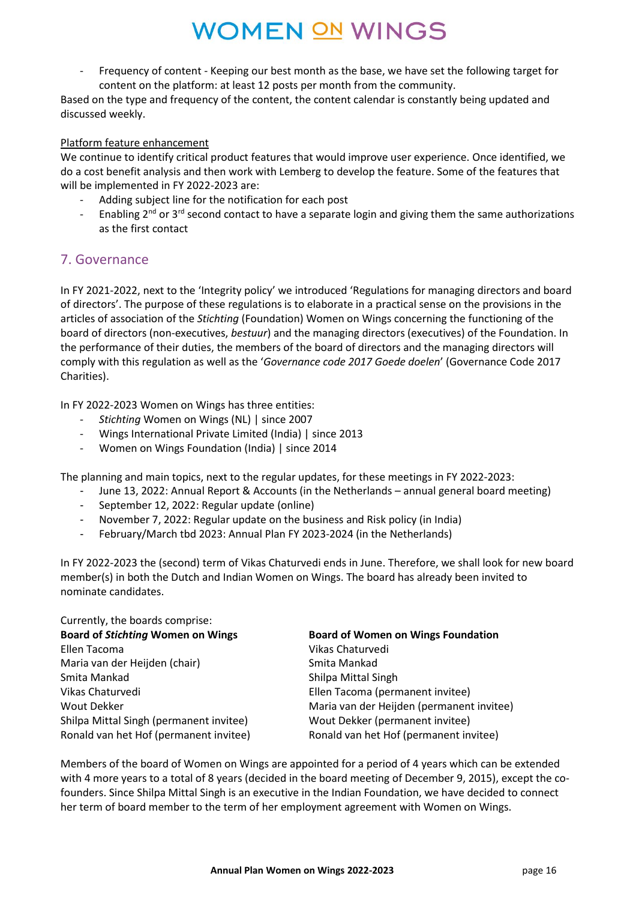- Frequency of content - Keeping our best month as the base, we have set the following target for content on the platform: at least 12 posts per month from the community.

Based on the type and frequency of the content, the content calendar is constantly being updated and discussed weekly.

Platform feature enhancement

We continue to identify critical product features that would improve user experience. Once identified, we do a cost benefit analysis and then work with Lemberg to develop the feature. Some of the features that will be implemented in FY 2022-2023 are:

- Adding subject line for the notification for each post
- Enabling 2nd or 3rd second contact to have a separate login and giving them the same authorizations as the first contact

## 7. Governance

In FY 2021-2022, next to the 'Integrity policy' we introduced 'Regulations for managing directors and board of directors'. The purpose of these regulations is to elaborate in a practical sense on the provisions in the articles of association of the *Stichting* (Foundation) Women on Wings concerning the functioning of the board of directors (non-executives, *bestuur*) and the managing directors (executives) of the Foundation. In the performance of their duties, the members of the board of directors and the managing directors will comply with this regulation as well as the '*Governance code 2017 Goede doelen*' (Governance Code 2017 Charities).

In FY 2022-2023 Women on Wings has three entities:

- *Stichting* Women on Wings (NL) | since 2007
- Wings International Private Limited (India) | since 2013
- Women on Wings Foundation (India) | since 2014

The planning and main topics, next to the regular updates, for these meetings in FY 2022-2023:

- June 13, 2022: Annual Report & Accounts (in the Netherlands – annual general board meeting)
- September 12, 2022: Regular update (online)
- November 7, 2022: Regular update on the business and Risk policy (in India)
- February/March tbd 2023: Annual Plan FY 2023-2024 (in the Netherlands)

In FY 2022-2023 the (second) term of Vikas Chaturvedi ends in June. Therefore, we shall look for new board member(s) in both the Dutch and Indian Women on Wings. The board has already been invited to nominate candidates.

Currently, the boards comprise:

| **Board of *Stichting* Women on Wings** | **Board of Women on Wings Foundation** |
|---|---|
| Ellen Tacoma | Vikas Chaturvedi |
| Maria van der Heijden (chair) | Smita Mankad |
| Smita Mankad | Shilpa Mittal Singh |
| Vikas Chaturvedi | Ellen Tacoma (permanent invitee) |
| Wout Dekker | Maria van der Heijden (permanent invitee) |
| Shilpa Mittal Singh (permanent invitee) | Wout Dekker (permanent invitee) |
| Ronald van het Hof (permanent invitee) | Ronald van het Hof (permanent invitee) |

Members of the board of Women on Wings are appointed for a period of 4 years which can be extended with 4 more years to a total of 8 years (decided in the board meeting of December 9, 2015), except the co-founders. Since Shilpa Mittal Singh is an executive in the Indian Foundation, we have decided to connect her term of board member to the term of her employment agreement with Women on Wings.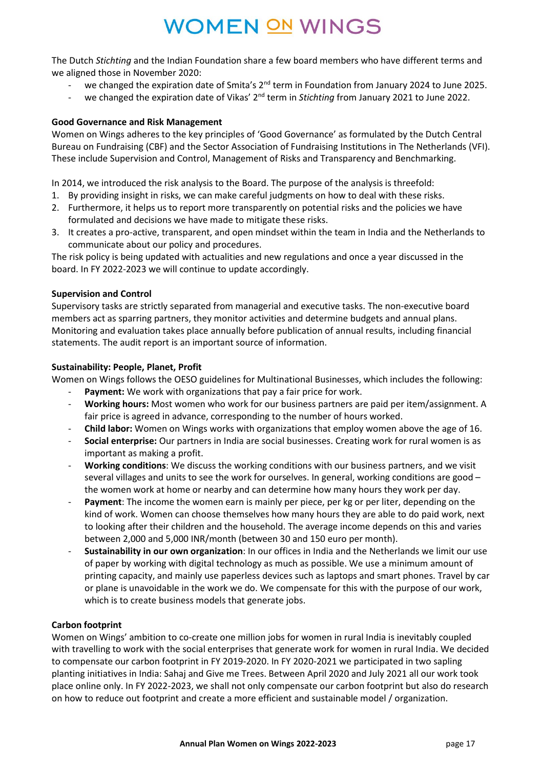The Dutch *Stichting* and the Indian Foundation share a few board members who have different terms and we aligned those in November 2020:

- we changed the expiration date of Smita's 2nd term in Foundation from January 2024 to June 2025.
- we changed the expiration date of Vikas' 2nd term in *Stichting* from January 2021 to June 2022.

**Good Governance and Risk Management**

Women on Wings adheres to the key principles of 'Good Governance' as formulated by the Dutch Central Bureau on Fundraising (CBF) and the Sector Association of Fundraising Institutions in The Netherlands (VFI). These include Supervision and Control, Management of Risks and Transparency and Benchmarking.

In 2014, we introduced the risk analysis to the Board. The purpose of the analysis is threefold:

1. By providing insight in risks, we can make careful judgments on how to deal with these risks.
2. Furthermore, it helps us to report more transparently on potential risks and the policies we have formulated and decisions we have made to mitigate these risks.
3. It creates a pro-active, transparent, and open mindset within the team in India and the Netherlands to communicate about our policy and procedures.

The risk policy is being updated with actualities and new regulations and once a year discussed in the board. In FY 2022-2023 we will continue to update accordingly.

**Supervision and Control**

Supervisory tasks are strictly separated from managerial and executive tasks. The non-executive board members act as sparring partners, they monitor activities and determine budgets and annual plans. Monitoring and evaluation takes place annually before publication of annual results, including financial statements. The audit report is an important source of information.

**Sustainability: People, Planet, Profit**

Women on Wings follows the OESO guidelines for Multinational Businesses, which includes the following:

- **Payment:** We work with organizations that pay a fair price for work.
- **Working hours:** Most women who work for our business partners are paid per item/assignment. A fair price is agreed in advance, corresponding to the number of hours worked.
- **Child labor:** Women on Wings works with organizations that employ women above the age of 16.
- **Social enterprise:** Our partners in India are social businesses. Creating work for rural women is as important as making a profit.
- **Working conditions**: We discuss the working conditions with our business partners, and we visit several villages and units to see the work for ourselves. In general, working conditions are good – the women work at home or nearby and can determine how many hours they work per day.
- **Payment**: The income the women earn is mainly per piece, per kg or per liter, depending on the kind of work. Women can choose themselves how many hours they are able to do paid work, next to looking after their children and the household. The average income depends on this and varies between 2,000 and 5,000 INR/month (between 30 and 150 euro per month).
- **Sustainability in our own organization**: In our offices in India and the Netherlands we limit our use of paper by working with digital technology as much as possible. We use a minimum amount of printing capacity, and mainly use paperless devices such as laptops and smart phones. Travel by car or plane is unavoidable in the work we do. We compensate for this with the purpose of our work, which is to create business models that generate jobs.

**Carbon footprint**

Women on Wings' ambition to co-create one million jobs for women in rural India is inevitably coupled with travelling to work with the social enterprises that generate work for women in rural India. We decided to compensate our carbon footprint in FY 2019-2020. In FY 2020-2021 we participated in two sapling planting initiatives in India: Sahaj and Give me Trees. Between April 2020 and July 2021 all our work took place online only. In FY 2022-2023, we shall not only compensate our carbon footprint but also do research on how to reduce out footprint and create a more efficient and sustainable model / organization.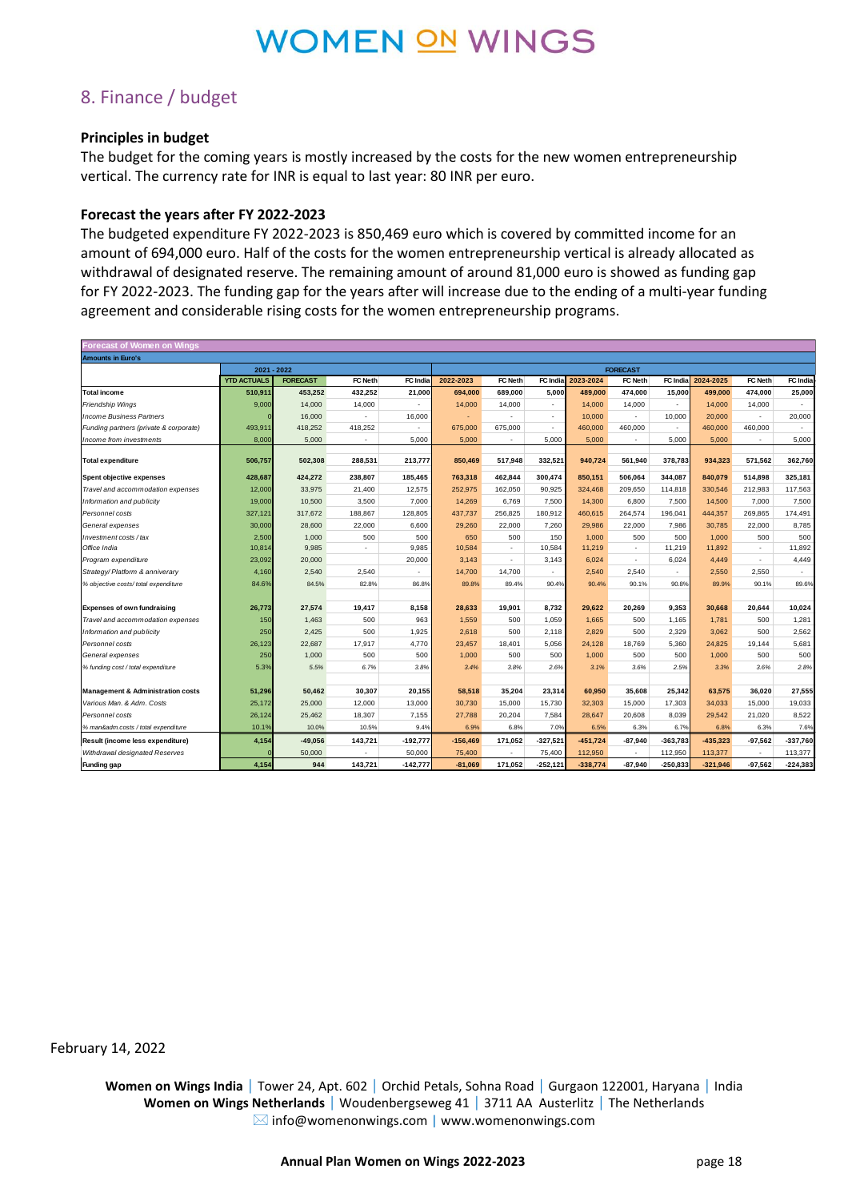## 8. Finance / budget

### Principles in budget

The budget for the coming years is mostly increased by the costs for the new women entrepreneurship vertical. The currency rate for INR is equal to last year: 80 INR per euro.

### Forecast the years after FY 2022-2023

The budgeted expenditure FY 2022-2023 is 850,469 euro which is covered by committed income for an amount of 694,000 euro. Half of the costs for the women entrepreneurship vertical is already allocated as withdrawal of designated reserve. The remaining amount of around 81,000 euro is showed as funding gap for FY 2022-2023. The funding gap for the years after will increase due to the ending of a multi-year funding agreement and considerable rising costs for the women entrepreneurship programs.

**Forecast of Women on Wings**

**Amounts in Euro's**

| | 2021 - 2022 | | | | FORECAST | | | | | | | | |
|---|---|---|---|---|---|---|---|---|---|---|---|---|---|
| | YTD ACTUALS | FORECAST | FC Neth | FC India | 2022-2023 | FC Neth | FC India | 2023-2024 | FC Neth | FC India | 2024-2025 | FC Neth | FC India |
| **Total income** | 510,911 | 453,252 | 432,252 | 21,000 | 694,000 | 689,000 | 5,000 | 489,000 | 474,000 | 15,000 | 499,000 | 474,000 | 25,000 |
| *Friendship Wings* | 9,000 | 14,000 | 14,000 | - | 14,000 | 14,000 | - | 14,000 | 14,000 | - | 14,000 | 14,000 | - |
| *Income Business Partners* | 0 | 16,000 | - | 16,000 | - | - | - | 10,000 | - | 10,000 | 20,000 | - | 20,000 |
| *Funding partners (private & corporate)* | 493,911 | 418,252 | 418,252 | - | 675,000 | 675,000 | - | 460,000 | 460,000 | - | 460,000 | 460,000 | - |
| *Income from investments* | 8,000 | 5,000 | - | 5,000 | 5,000 | - | 5,000 | 5,000 | - | 5,000 | 5,000 | - | 5,000 |
| **Total expenditure** | 506,757 | 502,308 | 288,531 | 213,777 | 850,469 | 517,948 | 332,521 | 940,724 | 561,940 | 378,783 | 934,323 | 571,562 | 362,760 |
| **Spent objective expenses** | 428,687 | 424,272 | 238,807 | 185,465 | 763,318 | 462,844 | 300,474 | 850,151 | 506,064 | 344,087 | 840,079 | 514,898 | 325,181 |
| *Travel and accommodation expenses* | 12,000 | 33,975 | 21,400 | 12,575 | 252,975 | 162,050 | 90,925 | 324,468 | 209,650 | 114,818 | 330,546 | 212,983 | 117,563 |
| *Information and publicity* | 19,000 | 10,500 | 3,500 | 7,000 | 14,269 | 6,769 | 7,500 | 14,300 | 6,800 | 7,500 | 14,500 | 7,000 | 7,500 |
| *Personnel costs* | 327,121 | 317,672 | 188,867 | 128,805 | 437,737 | 256,825 | 180,912 | 460,615 | 264,574 | 196,041 | 444,357 | 269,865 | 174,491 |
| *General expenses* | 30,000 | 28,600 | 22,000 | 6,600 | 29,260 | 22,000 | 7,260 | 29,986 | 22,000 | 7,986 | 30,785 | 22,000 | 8,785 |
| *Investment costs / tax* | 2,500 | 1,000 | 500 | 500 | 650 | 500 | 150 | 1,000 | 500 | 500 | 1,000 | 500 | 500 |
| *Office India* | 10,814 | 9,985 | - | 9,985 | 10,584 | - | 10,584 | 11,219 | - | 11,219 | 11,892 | - | 11,892 |
| *Program expenditure* | 23,092 | 20,000 | | 20,000 | 3,143 | - | 3,143 | 6,024 | - | 6,024 | 4,449 | - | 4,449 |
| *Strategy/ Platform & anniverary* | 4,160 | 2,540 | 2,540 | - | 14,700 | 14,700 | - | 2,540 | 2,540 | - | 2,550 | 2,550 | - |
| *% objective costs/ total expenditure* | 84.6% | 84.5% | 82.8% | 86.8% | 89.8% | 89.4% | 90.4% | 90.4% | 90.1% | 90.8% | 89.9% | 90.1% | 89.6% |
| **Expenses of own fundraising** | 26,773 | 27,574 | 19,417 | 8,158 | 28,633 | 19,901 | 8,732 | 29,622 | 20,269 | 9,353 | 30,668 | 20,644 | 10,024 |
| *Travel and accommodation expenses* | 150 | 1,463 | 500 | 963 | 1,559 | 500 | 1,059 | 1,665 | 500 | 1,165 | 1,781 | 500 | 1,281 |
| *Information and publicity* | 250 | 2,425 | 500 | 1,925 | 2,618 | 500 | 2,118 | 2,829 | 500 | 2,329 | 3,062 | 500 | 2,562 |
| *Personnel costs* | 26,123 | 22,687 | 17,917 | 4,770 | 23,457 | 18,401 | 5,056 | 24,128 | 18,769 | 5,360 | 24,825 | 19,144 | 5,681 |
| *General expenses* | 250 | 1,000 | 500 | 500 | 1,000 | 500 | 500 | 1,000 | 500 | 500 | 1,000 | 500 | 500 |
| *% funding cost / total expenditure* | 5.3% | 5.5% | 6.7% | 3.8% | 3.4% | 3.8% | 2.6% | 3.1% | 3.6% | 2.5% | 3.3% | 3.6% | 2.8% |
| **Management & Administration costs** | 51,296 | 50,462 | 30,307 | 20,155 | 58,518 | 35,204 | 23,314 | 60,950 | 35,608 | 25,342 | 63,575 | 36,020 | 27,555 |
| *Various Man. & Adm. Costs* | 25,172 | 25,000 | 12,000 | 13,000 | 30,730 | 15,000 | 15,730 | 32,303 | 15,000 | 17,303 | 34,033 | 15,000 | 19,033 |
| *Personnel costs* | 26,124 | 25,462 | 18,307 | 7,155 | 27,788 | 20,204 | 7,584 | 28,647 | 20,608 | 8,039 | 29,542 | 21,020 | 8,522 |
| *% man&adm.costs / total expenditure* | 10.1% | 10.0% | 10.5% | 9.4% | 6.9% | 6.8% | 7.0% | 6.5% | 6.3% | 6.7% | 6.8% | 6.3% | 7.6% |
| **Result (income less expenditure)** | 4,154 | -49,056 | 143,721 | -192,777 | -156,469 | 171,052 | -327,521 | -451,724 | -87,940 | -363,783 | -435,323 | -97,562 | -337,760 |
| *Withdrawal designated Reserves* | 0 | 50,000 | - | 50,000 | 75,400 | - | 75,400 | 112,950 | - | 112,950 | 113,377 | - | 113,377 |
| **Funding gap** | 4,154 | 944 | 143,721 | -142,777 | -81,069 | 171,052 | -252,121 | -338,774 | -87,940 | -250,833 | -321,946 | -97,562 | -224,383 |

February 14, 2022

**Women on Wings India** | Tower 24, Apt. 602 | Orchid Petals, Sohna Road | Gurgaon 122001, Haryana | India
**Women on Wings Netherlands** | Woudenbergseweg 41 | 3711 AA Austerlitz | The Netherlands
info@womenonwings.com | www.womenonwings.com